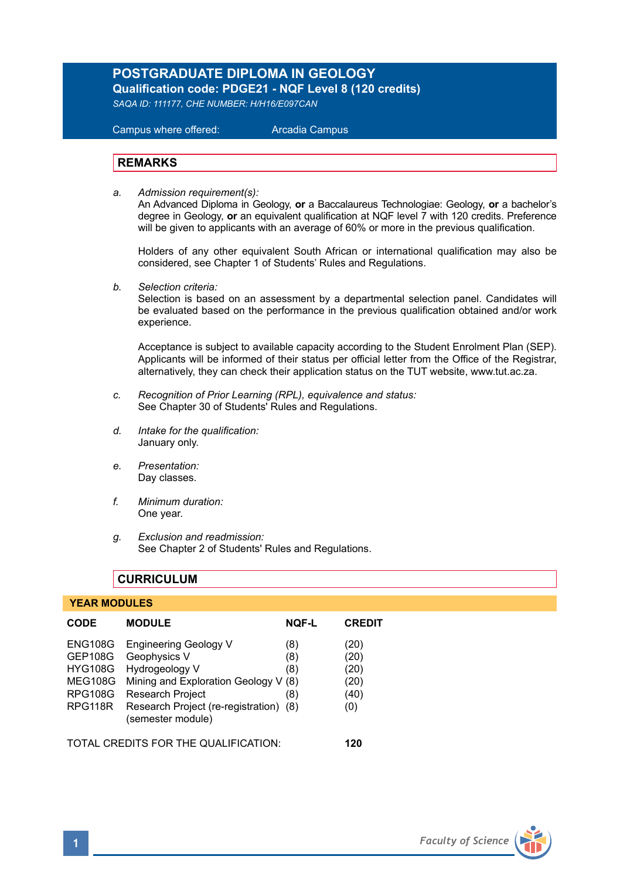# POSTGRADUATE DIPLOMA IN GEOLOGY

**Qualification code: PDGE21 - NQF Level 8 (120 credits)**

*SAQA ID: 111177, CHE NUMBER: H/H16/E097CAN*

Campus where offered: Arcadia Campus

## REMARKS

a. *Admission requirement(s):*
An Advanced Diploma in Geology, **or** a Baccalaureus Technologiae: Geology, **or** a bachelor's degree in Geology, **or** an equivalent qualification at NQF level 7 with 120 credits. Preference will be given to applicants with an average of 60% or more in the previous qualification.

Holders of any other equivalent South African or international qualification may also be considered, see Chapter 1 of Students' Rules and Regulations.

b. *Selection criteria:*
Selection is based on an assessment by a departmental selection panel. Candidates will be evaluated based on the performance in the previous qualification obtained and/or work experience.

Acceptance is subject to available capacity according to the Student Enrolment Plan (SEP). Applicants will be informed of their status per official letter from the Office of the Registrar, alternatively, they can check their application status on the TUT website, www.tut.ac.za.

c. *Recognition of Prior Learning (RPL), equivalence and status:*
See Chapter 30 of Students' Rules and Regulations.

d. *Intake for the qualification:*
January only.

e. *Presentation:*
Day classes.

f. *Minimum duration:*
One year.

g. *Exclusion and readmission:*
See Chapter 2 of Students' Rules and Regulations.

## CURRICULUM

### YEAR MODULES

| CODE | MODULE | NQF-L | CREDIT |
|---|---|---|---|
| ENG108G | Engineering Geology V | (8) | (20) |
| GEP108G | Geophysics V | (8) | (20) |
| HYG108G | Hydrogeology V | (8) | (20) |
| MEG108G | Mining and Exploration Geology V | (8) | (20) |
| RPG108G | Research Project | (8) | (40) |
| RPG118R | Research Project (re-registration) (semester module) | (8) | (0) |

TOTAL CREDITS FOR THE QUALIFICATION: **120**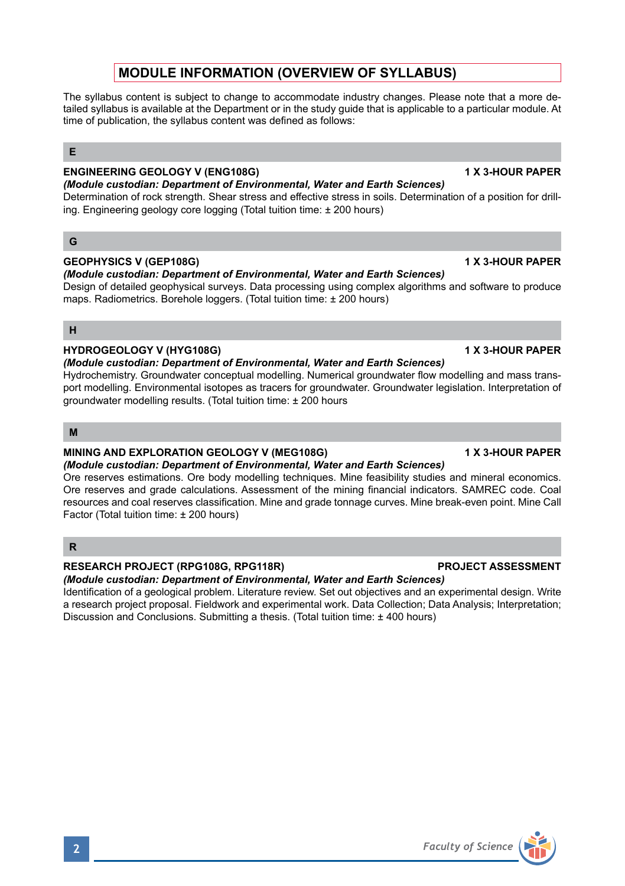# MODULE INFORMATION (OVERVIEW OF SYLLABUS)

The syllabus content is subject to change to accommodate industry changes. Please note that a more detailed syllabus is available at the Department or in the study guide that is applicable to a particular module. At time of publication, the syllabus content was defined as follows:

## E

**ENGINEERING GEOLOGY V (ENG108G)** **1 X 3-HOUR PAPER**

***(Module custodian: Department of Environmental, Water and Earth Sciences)***

Determination of rock strength. Shear stress and effective stress in soils. Determination of a position for drilling. Engineering geology core logging (Total tuition time: ± 200 hours)

## G

**GEOPHYSICS V (GEP108G)** **1 X 3-HOUR PAPER**

***(Module custodian: Department of Environmental, Water and Earth Sciences)***

Design of detailed geophysical surveys. Data processing using complex algorithms and software to produce maps. Radiometrics. Borehole loggers. (Total tuition time: ± 200 hours)

## H

**HYDROGEOLOGY V (HYG108G)** **1 X 3-HOUR PAPER**

***(Module custodian: Department of Environmental, Water and Earth Sciences)***

Hydrochemistry. Groundwater conceptual modelling. Numerical groundwater flow modelling and mass transport modelling. Environmental isotopes as tracers for groundwater. Groundwater legislation. Interpretation of groundwater modelling results. (Total tuition time: ± 200 hours

## M

**MINING AND EXPLORATION GEOLOGY V (MEG108G)** **1 X 3-HOUR PAPER**

***(Module custodian: Department of Environmental, Water and Earth Sciences)***

Ore reserves estimations. Ore body modelling techniques. Mine feasibility studies and mineral economics. Ore reserves and grade calculations. Assessment of the mining financial indicators. SAMREC code. Coal resources and coal reserves classification. Mine and grade tonnage curves. Mine break-even point. Mine Call Factor (Total tuition time: ± 200 hours)

## R

**RESEARCH PROJECT (RPG108G, RPG118R)** **PROJECT ASSESSMENT**

***(Module custodian: Department of Environmental, Water and Earth Sciences)***

Identification of a geological problem. Literature review. Set out objectives and an experimental design. Write a research project proposal. Fieldwork and experimental work. Data Collection; Data Analysis; Interpretation; Discussion and Conclusions. Submitting a thesis. (Total tuition time: ± 400 hours)